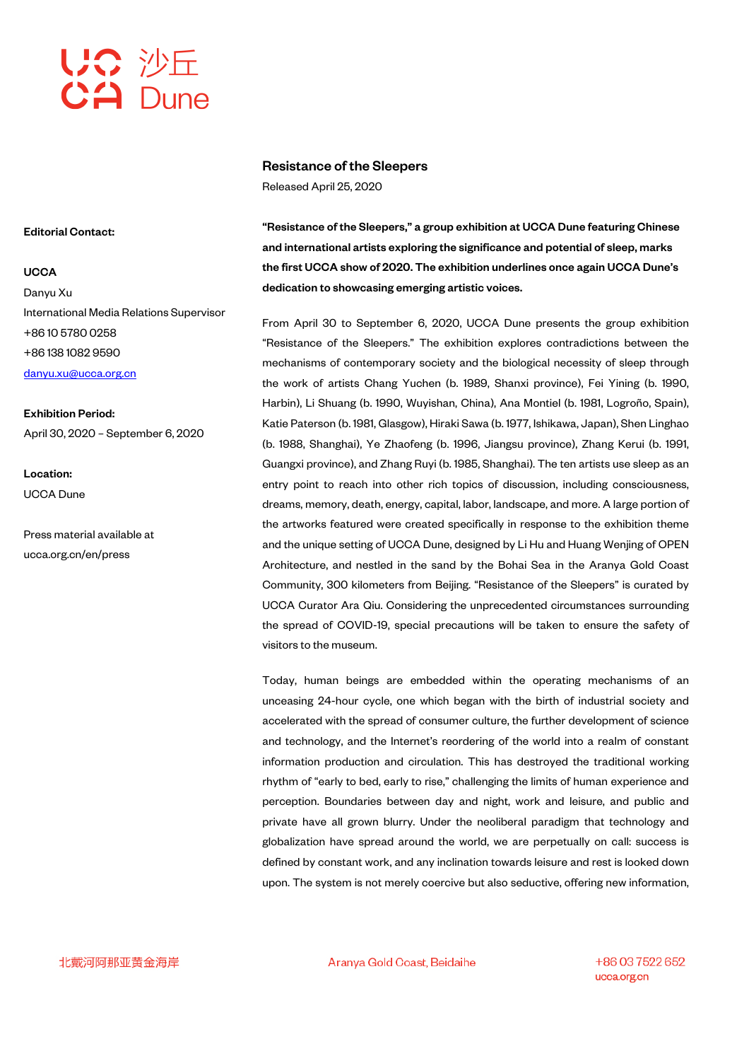UCCA 沙丘 Dune

**Editorial Contact:**

**UCCA**
Danyu Xu
International Media Relations Supervisor
+86 10 5780 0258
+86 138 1082 9590
danyu.xu@ucca.org.cn

**Exhibition Period:**
April 30, 2020 – September 6, 2020

**Location:**
UCCA Dune

Press material available at
ucca.org.cn/en/press

## Resistance of the Sleepers

Released April 25, 2020

**"Resistance of the Sleepers," a group exhibition at UCCA Dune featuring Chinese and international artists exploring the significance and potential of sleep, marks the first UCCA show of 2020. The exhibition underlines once again UCCA Dune's dedication to showcasing emerging artistic voices.**

From April 30 to September 6, 2020, UCCA Dune presents the group exhibition "Resistance of the Sleepers." The exhibition explores contradictions between the mechanisms of contemporary society and the biological necessity of sleep through the work of artists Chang Yuchen (b. 1989, Shanxi province), Fei Yining (b. 1990, Harbin), Li Shuang (b. 1990, Wuyishan, China), Ana Montiel (b. 1981, Logroño, Spain), Katie Paterson (b. 1981, Glasgow), Hiraki Sawa (b. 1977, Ishikawa, Japan), Shen Linghao (b. 1988, Shanghai), Ye Zhaofeng (b. 1996, Jiangsu province), Zhang Kerui (b. 1991, Guangxi province), and Zhang Ruyi (b. 1985, Shanghai). The ten artists use sleep as an entry point to reach into other rich topics of discussion, including consciousness, dreams, memory, death, energy, capital, labor, landscape, and more. A large portion of the artworks featured were created specifically in response to the exhibition theme and the unique setting of UCCA Dune, designed by Li Hu and Huang Wenjing of OPEN Architecture, and nestled in the sand by the Bohai Sea in the Aranya Gold Coast Community, 300 kilometers from Beijing. "Resistance of the Sleepers" is curated by UCCA Curator Ara Qiu. Considering the unprecedented circumstances surrounding the spread of COVID-19, special precautions will be taken to ensure the safety of visitors to the museum.

Today, human beings are embedded within the operating mechanisms of an unceasing 24-hour cycle, one which began with the birth of industrial society and accelerated with the spread of consumer culture, the further development of science and technology, and the Internet's reordering of the world into a realm of constant information production and circulation. This has destroyed the traditional working rhythm of "early to bed, early to rise," challenging the limits of human experience and perception. Boundaries between day and night, work and leisure, and public and private have all grown blurry. Under the neoliberal paradigm that technology and globalization have spread around the world, we are perpetually on call: success is defined by constant work, and any inclination towards leisure and rest is looked down upon. The system is not merely coercive but also seductive, offering new information,

北戴河阿那亚黄金海岸 Aranya Gold Coast, Beidaihe +86 03 7522 652 ucca.org.cn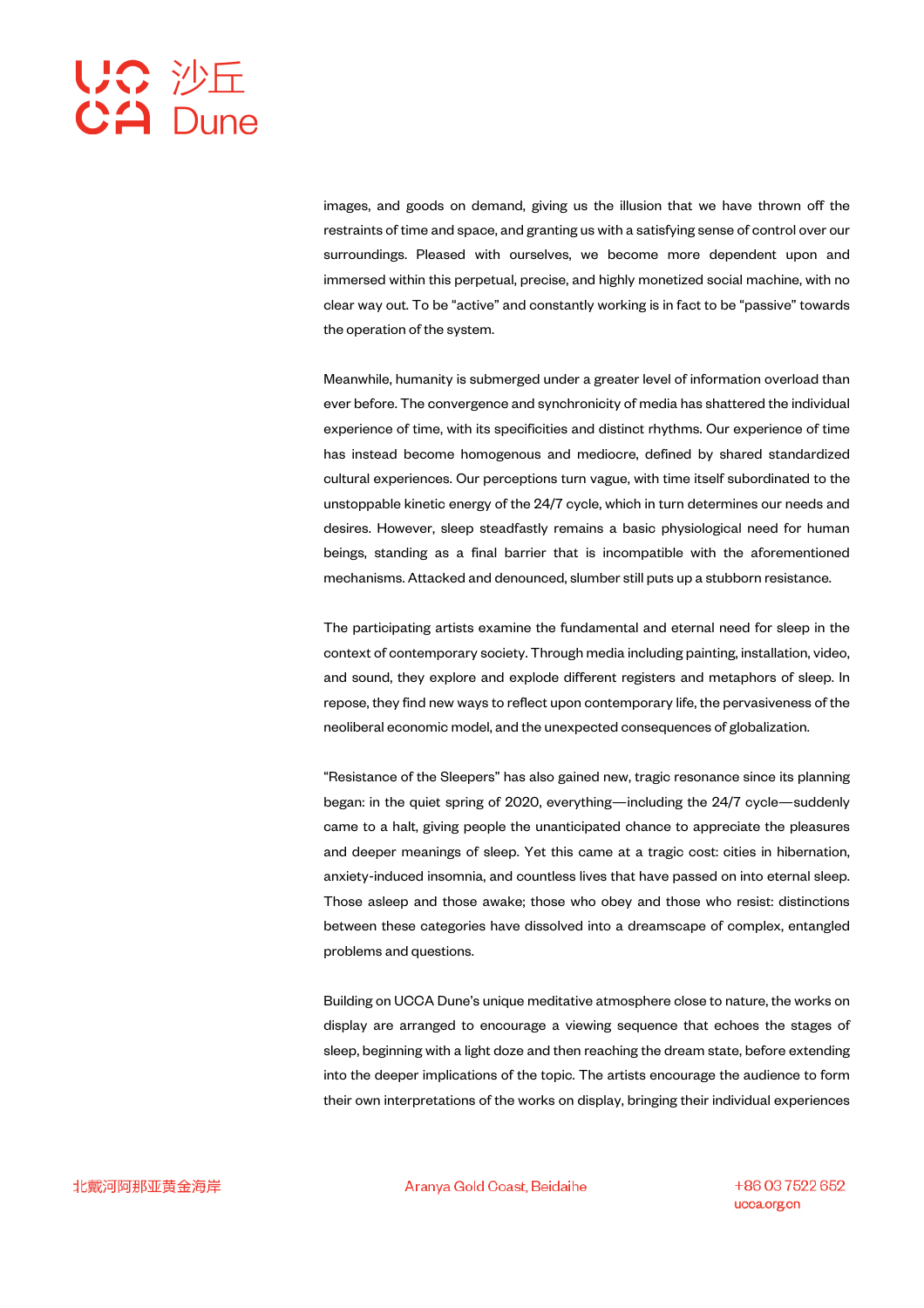images, and goods on demand, giving us the illusion that we have thrown off the restraints of time and space, and granting us with a satisfying sense of control over our surroundings. Pleased with ourselves, we become more dependent upon and immersed within this perpetual, precise, and highly monetized social machine, with no clear way out. To be "active" and constantly working is in fact to be "passive" towards the operation of the system.

Meanwhile, humanity is submerged under a greater level of information overload than ever before. The convergence and synchronicity of media has shattered the individual experience of time, with its specificities and distinct rhythms. Our experience of time has instead become homogenous and mediocre, defined by shared standardized cultural experiences. Our perceptions turn vague, with time itself subordinated to the unstoppable kinetic energy of the 24/7 cycle, which in turn determines our needs and desires. However, sleep steadfastly remains a basic physiological need for human beings, standing as a final barrier that is incompatible with the aforementioned mechanisms. Attacked and denounced, slumber still puts up a stubborn resistance.

The participating artists examine the fundamental and eternal need for sleep in the context of contemporary society. Through media including painting, installation, video, and sound, they explore and explode different registers and metaphors of sleep. In repose, they find new ways to reflect upon contemporary life, the pervasiveness of the neoliberal economic model, and the unexpected consequences of globalization.

"Resistance of the Sleepers" has also gained new, tragic resonance since its planning began: in the quiet spring of 2020, everything—including the 24/7 cycle—suddenly came to a halt, giving people the unanticipated chance to appreciate the pleasures and deeper meanings of sleep. Yet this came at a tragic cost: cities in hibernation, anxiety-induced insomnia, and countless lives that have passed on into eternal sleep. Those asleep and those awake; those who obey and those who resist: distinctions between these categories have dissolved into a dreamscape of complex, entangled problems and questions.

Building on UCCA Dune's unique meditative atmosphere close to nature, the works on display are arranged to encourage a viewing sequence that echoes the stages of sleep, beginning with a light doze and then reaching the dream state, before extending into the deeper implications of the topic. The artists encourage the audience to form their own interpretations of the works on display, bringing their individual experiences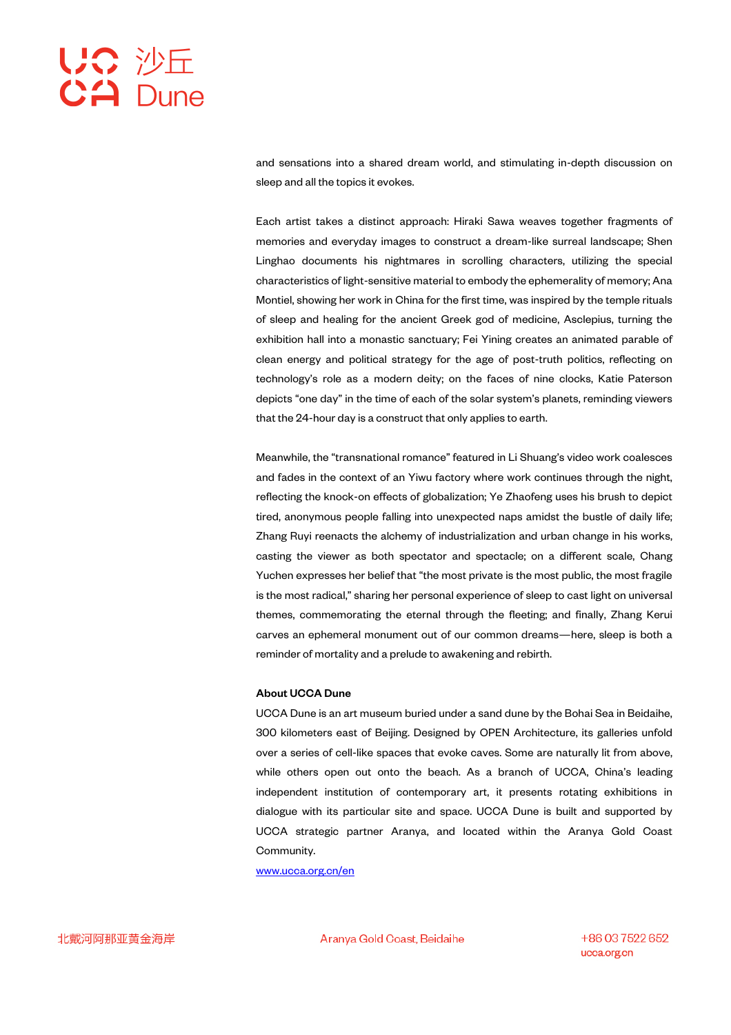and sensations into a shared dream world, and stimulating in-depth discussion on sleep and all the topics it evokes.

Each artist takes a distinct approach: Hiraki Sawa weaves together fragments of memories and everyday images to construct a dream-like surreal landscape; Shen Linghao documents his nightmares in scrolling characters, utilizing the special characteristics of light-sensitive material to embody the ephemerality of memory; Ana Montiel, showing her work in China for the first time, was inspired by the temple rituals of sleep and healing for the ancient Greek god of medicine, Asclepius, turning the exhibition hall into a monastic sanctuary; Fei Yining creates an animated parable of clean energy and political strategy for the age of post-truth politics, reflecting on technology's role as a modern deity; on the faces of nine clocks, Katie Paterson depicts "one day" in the time of each of the solar system's planets, reminding viewers that the 24-hour day is a construct that only applies to earth.

Meanwhile, the "transnational romance" featured in Li Shuang's video work coalesces and fades in the context of an Yiwu factory where work continues through the night, reflecting the knock-on effects of globalization; Ye Zhaofeng uses his brush to depict tired, anonymous people falling into unexpected naps amidst the bustle of daily life; Zhang Ruyi reenacts the alchemy of industrialization and urban change in his works, casting the viewer as both spectator and spectacle; on a different scale, Chang Yuchen expresses her belief that "the most private is the most public, the most fragile is the most radical," sharing her personal experience of sleep to cast light on universal themes, commemorating the eternal through the fleeting; and finally, Zhang Kerui carves an ephemeral monument out of our common dreams—here, sleep is both a reminder of mortality and a prelude to awakening and rebirth.

**About UCCA Dune**

UCCA Dune is an art museum buried under a sand dune by the Bohai Sea in Beidaihe, 300 kilometers east of Beijing. Designed by OPEN Architecture, its galleries unfold over a series of cell-like spaces that evoke caves. Some are naturally lit from above, while others open out onto the beach. As a branch of UCCA, China's leading independent institution of contemporary art, it presents rotating exhibitions in dialogue with its particular site and space. UCCA Dune is built and supported by UCCA strategic partner Aranya, and located within the Aranya Gold Coast Community.

www.ucca.org.cn/en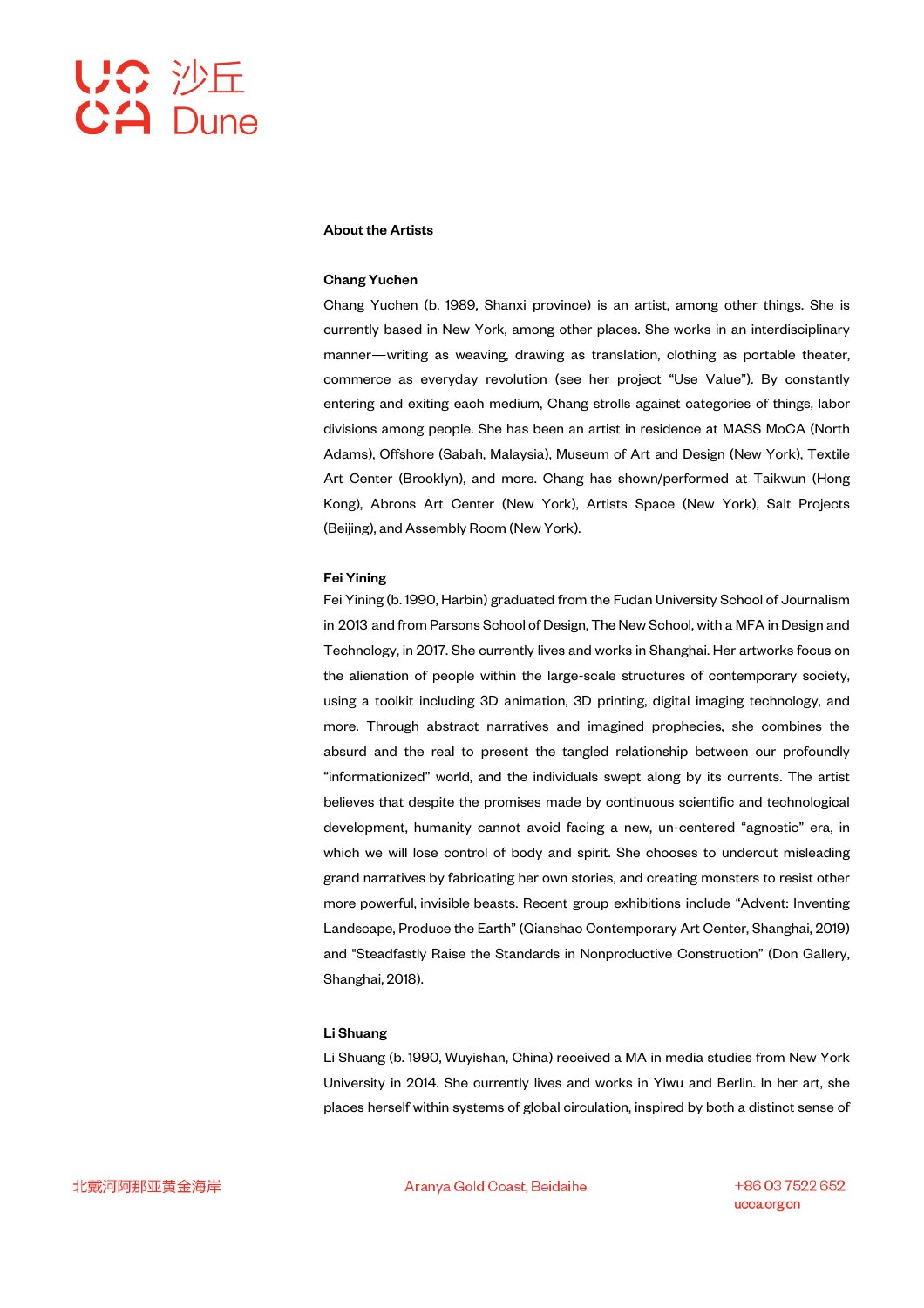## About the Artists

### Chang Yuchen

Chang Yuchen (b. 1989, Shanxi province) is an artist, among other things. She is currently based in New York, among other places. She works in an interdisciplinary manner—writing as weaving, drawing as translation, clothing as portable theater, commerce as everyday revolution (see her project "Use Value"). By constantly entering and exiting each medium, Chang strolls against categories of things, labor divisions among people. She has been an artist in residence at MASS MoCA (North Adams), Offshore (Sabah, Malaysia), Museum of Art and Design (New York), Textile Art Center (Brooklyn), and more. Chang has shown/performed at Taikwun (Hong Kong), Abrons Art Center (New York), Artists Space (New York), Salt Projects (Beijing), and Assembly Room (New York).

### Fei Yining

Fei Yining (b. 1990, Harbin) graduated from the Fudan University School of Journalism in 2013 and from Parsons School of Design, The New School, with a MFA in Design and Technology, in 2017. She currently lives and works in Shanghai. Her artworks focus on the alienation of people within the large-scale structures of contemporary society, using a toolkit including 3D animation, 3D printing, digital imaging technology, and more. Through abstract narratives and imagined prophecies, she combines the absurd and the real to present the tangled relationship between our profoundly "informationized" world, and the individuals swept along by its currents. The artist believes that despite the promises made by continuous scientific and technological development, humanity cannot avoid facing a new, un-centered "agnostic" era, in which we will lose control of body and spirit. She chooses to undercut misleading grand narratives by fabricating her own stories, and creating monsters to resist other more powerful, invisible beasts. Recent group exhibitions include "Advent: Inventing Landscape, Produce the Earth" (Qianshao Contemporary Art Center, Shanghai, 2019) and "Steadfastly Raise the Standards in Nonproductive Construction" (Don Gallery, Shanghai, 2018).

### Li Shuang

Li Shuang (b. 1990, Wuyishan, China) received a MA in media studies from New York University in 2014. She currently lives and works in Yiwu and Berlin. In her art, she places herself within systems of global circulation, inspired by both a distinct sense of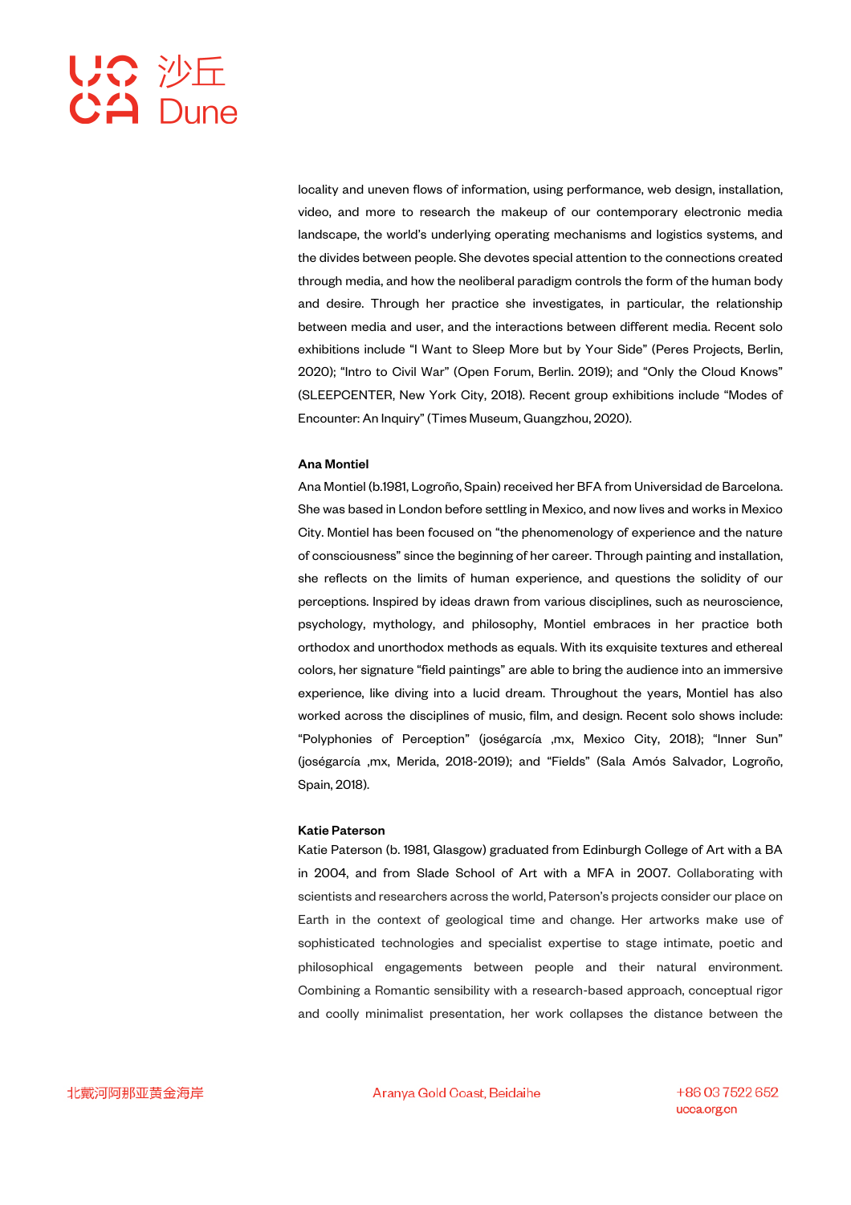locality and uneven flows of information, using performance, web design, installation, video, and more to research the makeup of our contemporary electronic media landscape, the world's underlying operating mechanisms and logistics systems, and the divides between people. She devotes special attention to the connections created through media, and how the neoliberal paradigm controls the form of the human body and desire. Through her practice she investigates, in particular, the relationship between media and user, and the interactions between different media. Recent solo exhibitions include "I Want to Sleep More but by Your Side" (Peres Projects, Berlin, 2020); "Intro to Civil War" (Open Forum, Berlin. 2019); and "Only the Cloud Knows" (SLEEPCENTER, New York City, 2018). Recent group exhibitions include "Modes of Encounter: An Inquiry" (Times Museum, Guangzhou, 2020).

**Ana Montiel**

Ana Montiel (b.1981, Logroño, Spain) received her BFA from Universidad de Barcelona. She was based in London before settling in Mexico, and now lives and works in Mexico City. Montiel has been focused on "the phenomenology of experience and the nature of consciousness" since the beginning of her career. Through painting and installation, she reflects on the limits of human experience, and questions the solidity of our perceptions. Inspired by ideas drawn from various disciplines, such as neuroscience, psychology, mythology, and philosophy, Montiel embraces in her practice both orthodox and unorthodox methods as equals. With its exquisite textures and ethereal colors, her signature "field paintings" are able to bring the audience into an immersive experience, like diving into a lucid dream. Throughout the years, Montiel has also worked across the disciplines of music, film, and design. Recent solo shows include: "Polyphonies of Perception" (joségarcía ,mx, Mexico City, 2018); "Inner Sun" (joségarcía ,mx, Merida, 2018-2019); and "Fields" (Sala Amós Salvador, Logroño, Spain, 2018).

**Katie Paterson**

Katie Paterson (b. 1981, Glasgow) graduated from Edinburgh College of Art with a BA in 2004, and from Slade School of Art with a MFA in 2007. Collaborating with scientists and researchers across the world, Paterson's projects consider our place on Earth in the context of geological time and change. Her artworks make use of sophisticated technologies and specialist expertise to stage intimate, poetic and philosophical engagements between people and their natural environment. Combining a Romantic sensibility with a research-based approach, conceptual rigor and coolly minimalist presentation, her work collapses the distance between the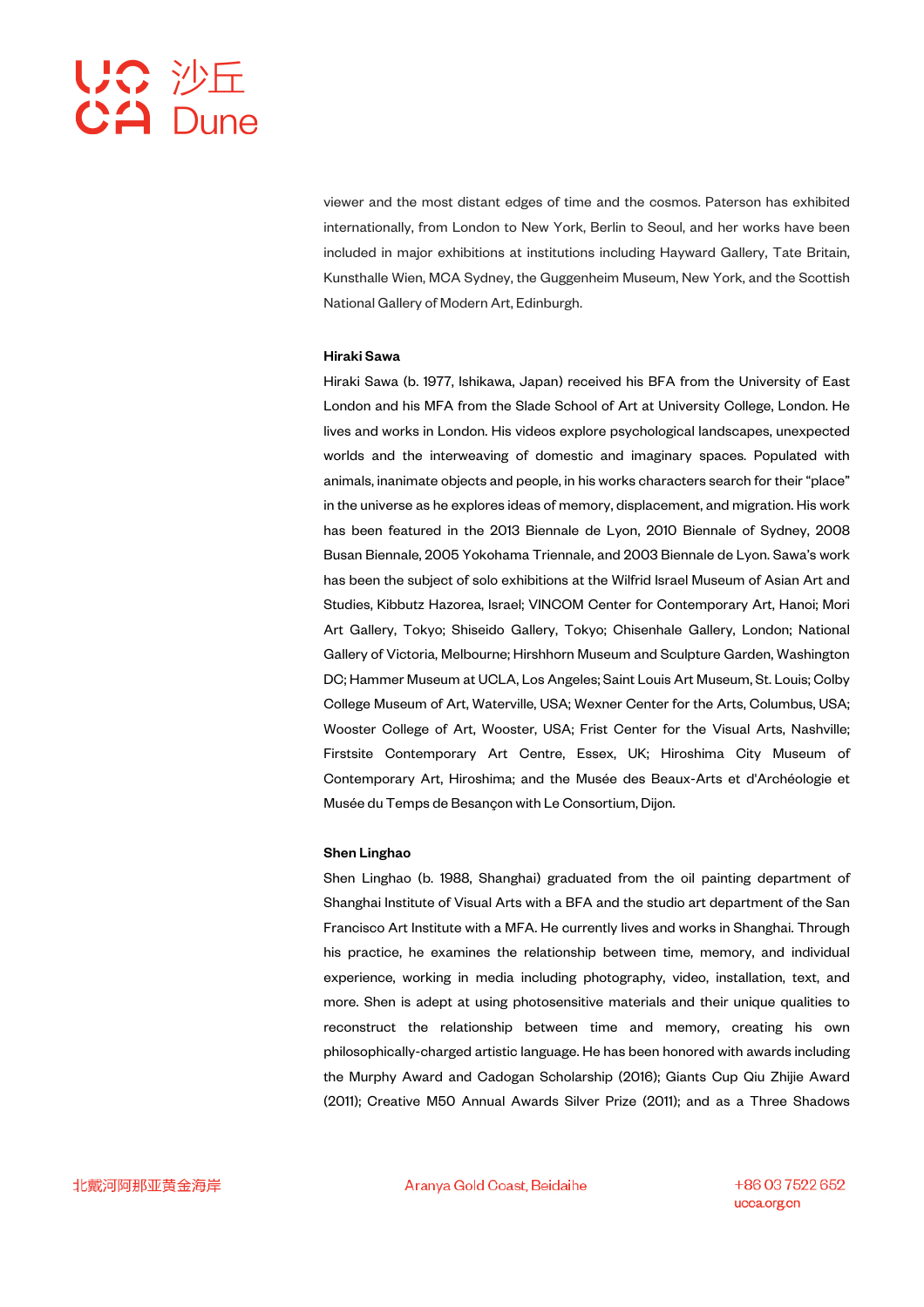viewer and the most distant edges of time and the cosmos. Paterson has exhibited internationally, from London to New York, Berlin to Seoul, and her works have been included in major exhibitions at institutions including Hayward Gallery, Tate Britain, Kunsthalle Wien, MCA Sydney, the Guggenheim Museum, New York, and the Scottish National Gallery of Modern Art, Edinburgh.

**Hiraki Sawa**

Hiraki Sawa (b. 1977, Ishikawa, Japan) received his BFA from the University of East London and his MFA from the Slade School of Art at University College, London. He lives and works in London. His videos explore psychological landscapes, unexpected worlds and the interweaving of domestic and imaginary spaces. Populated with animals, inanimate objects and people, in his works characters search for their "place" in the universe as he explores ideas of memory, displacement, and migration. His work has been featured in the 2013 Biennale de Lyon, 2010 Biennale of Sydney, 2008 Busan Biennale, 2005 Yokohama Triennale, and 2003 Biennale de Lyon. Sawa's work has been the subject of solo exhibitions at the Wilfrid Israel Museum of Asian Art and Studies, Kibbutz Hazorea, Israel; VINCOM Center for Contemporary Art, Hanoi; Mori Art Gallery, Tokyo; Shiseido Gallery, Tokyo; Chisenhale Gallery, London; National Gallery of Victoria, Melbourne; Hirshhorn Museum and Sculpture Garden, Washington DC; Hammer Museum at UCLA, Los Angeles; Saint Louis Art Museum, St. Louis; Colby College Museum of Art, Waterville, USA; Wexner Center for the Arts, Columbus, USA; Wooster College of Art, Wooster, USA; Frist Center for the Visual Arts, Nashville; Firstsite Contemporary Art Centre, Essex, UK; Hiroshima City Museum of Contemporary Art, Hiroshima; and the Musée des Beaux-Arts et d'Archéologie et Musée du Temps de Besançon with Le Consortium, Dijon.

**Shen Linghao**

Shen Linghao (b. 1988, Shanghai) graduated from the oil painting department of Shanghai Institute of Visual Arts with a BFA and the studio art department of the San Francisco Art Institute with a MFA. He currently lives and works in Shanghai. Through his practice, he examines the relationship between time, memory, and individual experience, working in media including photography, video, installation, text, and more. Shen is adept at using photosensitive materials and their unique qualities to reconstruct the relationship between time and memory, creating his own philosophically-charged artistic language. He has been honored with awards including the Murphy Award and Cadogan Scholarship (2016); Giants Cup Qiu Zhijie Award (2011); Creative M50 Annual Awards Silver Prize (2011); and as a Three Shadows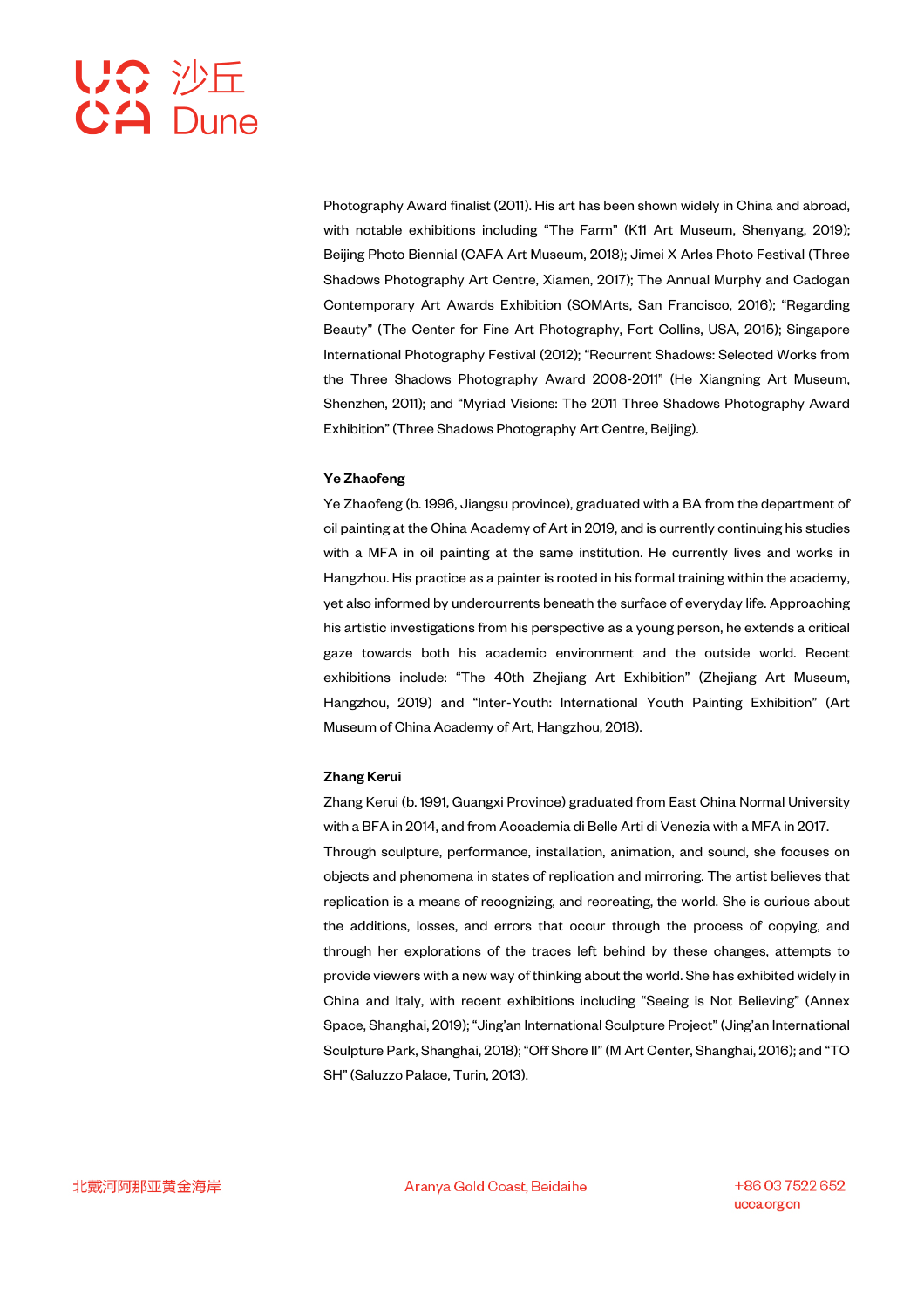Photography Award finalist (2011). His art has been shown widely in China and abroad, with notable exhibitions including "The Farm" (K11 Art Museum, Shenyang, 2019); Beijing Photo Biennial (CAFA Art Museum, 2018); Jimei X Arles Photo Festival (Three Shadows Photography Art Centre, Xiamen, 2017); The Annual Murphy and Cadogan Contemporary Art Awards Exhibition (SOMArts, San Francisco, 2016); "Regarding Beauty" (The Center for Fine Art Photography, Fort Collins, USA, 2015); Singapore International Photography Festival (2012); "Recurrent Shadows: Selected Works from the Three Shadows Photography Award 2008-2011" (He Xiangning Art Museum, Shenzhen, 2011); and "Myriad Visions: The 2011 Three Shadows Photography Award Exhibition" (Three Shadows Photography Art Centre, Beijing).

**Ye Zhaofeng**

Ye Zhaofeng (b. 1996, Jiangsu province), graduated with a BA from the department of oil painting at the China Academy of Art in 2019, and is currently continuing his studies with a MFA in oil painting at the same institution. He currently lives and works in Hangzhou. His practice as a painter is rooted in his formal training within the academy, yet also informed by undercurrents beneath the surface of everyday life. Approaching his artistic investigations from his perspective as a young person, he extends a critical gaze towards both his academic environment and the outside world. Recent exhibitions include: "The 40th Zhejiang Art Exhibition" (Zhejiang Art Museum, Hangzhou, 2019) and "Inter-Youth: International Youth Painting Exhibition" (Art Museum of China Academy of Art, Hangzhou, 2018).

**Zhang Kerui**

Zhang Kerui (b. 1991, Guangxi Province) graduated from East China Normal University with a BFA in 2014, and from Accademia di Belle Arti di Venezia with a MFA in 2017. Through sculpture, performance, installation, animation, and sound, she focuses on objects and phenomena in states of replication and mirroring. The artist believes that replication is a means of recognizing, and recreating, the world. She is curious about the additions, losses, and errors that occur through the process of copying, and through her explorations of the traces left behind by these changes, attempts to provide viewers with a new way of thinking about the world. She has exhibited widely in China and Italy, with recent exhibitions including "Seeing is Not Believing" (Annex Space, Shanghai, 2019); "Jing'an International Sculpture Project" (Jing'an International Sculpture Park, Shanghai, 2018); "Off Shore II" (M Art Center, Shanghai, 2016); and "TO SH" (Saluzzo Palace, Turin, 2013).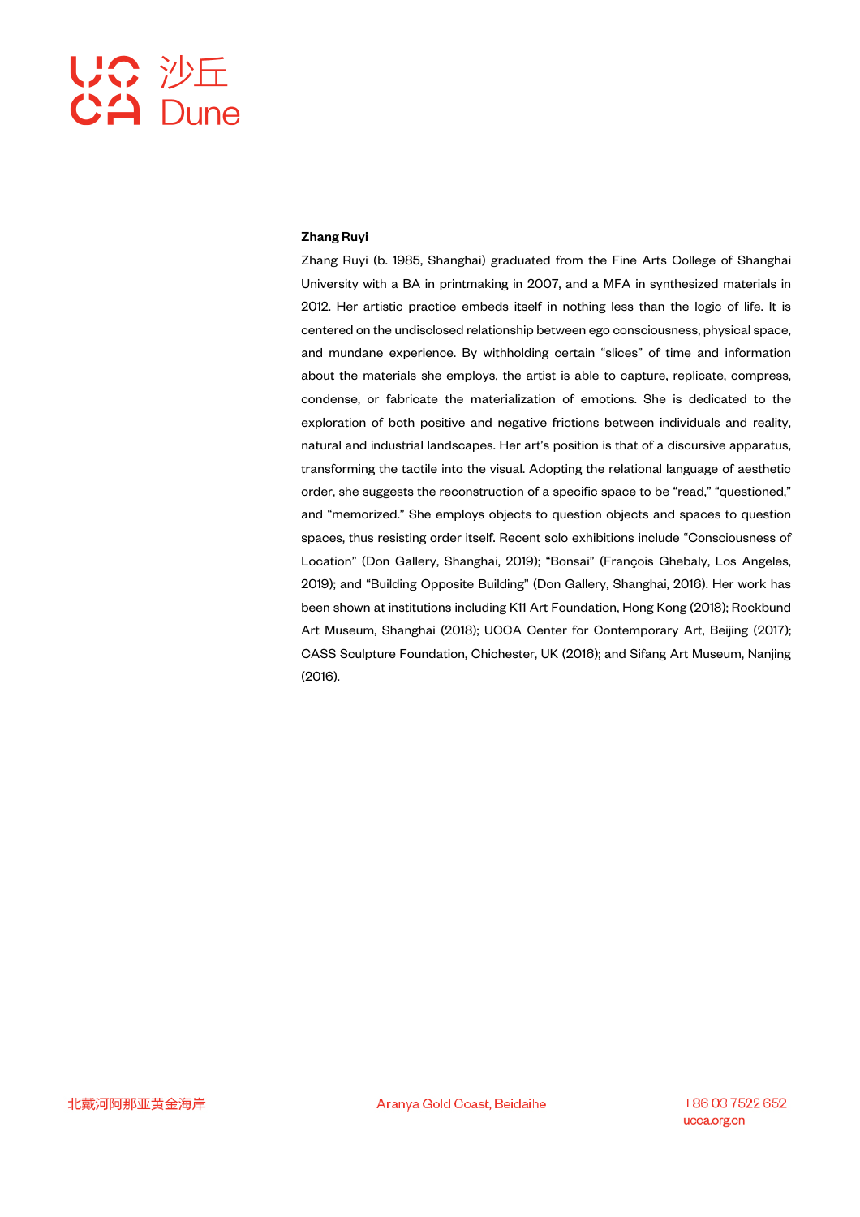**Zhang Ruyi**

Zhang Ruyi (b. 1985, Shanghai) graduated from the Fine Arts College of Shanghai University with a BA in printmaking in 2007, and a MFA in synthesized materials in 2012. Her artistic practice embeds itself in nothing less than the logic of life. It is centered on the undisclosed relationship between ego consciousness, physical space, and mundane experience. By withholding certain "slices" of time and information about the materials she employs, the artist is able to capture, replicate, compress, condense, or fabricate the materialization of emotions. She is dedicated to the exploration of both positive and negative frictions between individuals and reality, natural and industrial landscapes. Her art's position is that of a discursive apparatus, transforming the tactile into the visual. Adopting the relational language of aesthetic order, she suggests the reconstruction of a specific space to be "read," "questioned," and "memorized." She employs objects to question objects and spaces to question spaces, thus resisting order itself. Recent solo exhibitions include "Consciousness of Location" (Don Gallery, Shanghai, 2019); "Bonsai" (François Ghebaly, Los Angeles, 2019); and "Building Opposite Building" (Don Gallery, Shanghai, 2016). Her work has been shown at institutions including K11 Art Foundation, Hong Kong (2018); Rockbund Art Museum, Shanghai (2018); UCCA Center for Contemporary Art, Beijing (2017); CASS Sculpture Foundation, Chichester, UK (2016); and Sifang Art Museum, Nanjing (2016).